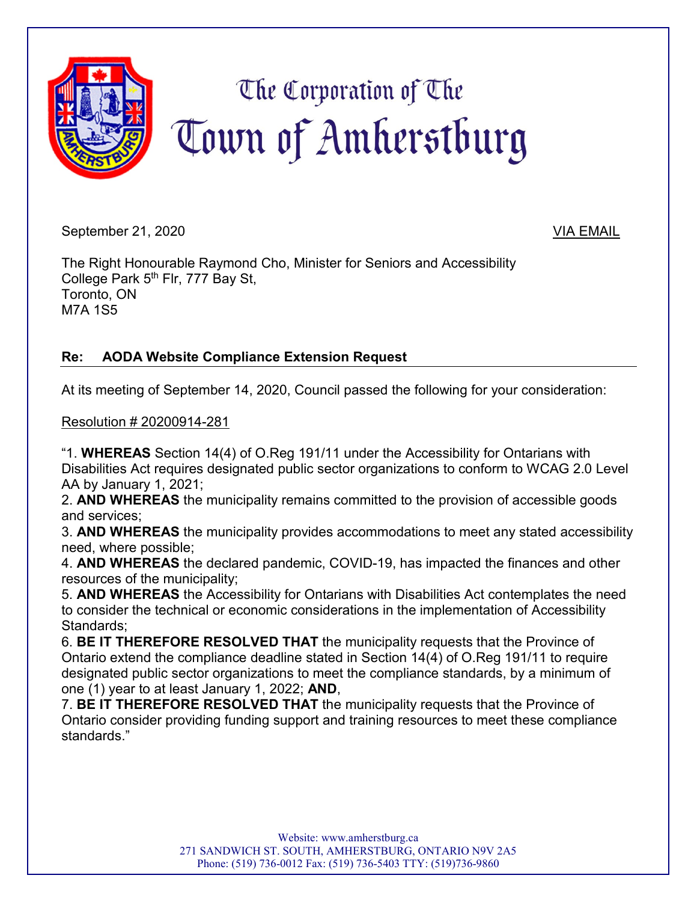# The Corporation of The Town of Amherstburg

September 21, 2020

VIA EMAIL

The Right Honourable Raymond Cho, Minister for Seniors and Accessibility
College Park 5th Flr, 777 Bay St,
Toronto, ON
M7A 1S5

**Re: AODA Website Compliance Extension Request**

At its meeting of September 14, 2020, Council passed the following for your consideration:

Resolution # 20200914-281

"1. **WHEREAS** Section 14(4) of O.Reg 191/11 under the Accessibility for Ontarians with Disabilities Act requires designated public sector organizations to conform to WCAG 2.0 Level AA by January 1, 2021;
2. **AND WHEREAS** the municipality remains committed to the provision of accessible goods and services;
3. **AND WHEREAS** the municipality provides accommodations to meet any stated accessibility need, where possible;
4. **AND WHEREAS** the declared pandemic, COVID-19, has impacted the finances and other resources of the municipality;
5. **AND WHEREAS** the Accessibility for Ontarians with Disabilities Act contemplates the need to consider the technical or economic considerations in the implementation of Accessibility Standards;
6. **BE IT THEREFORE RESOLVED THAT** the municipality requests that the Province of Ontario extend the compliance deadline stated in Section 14(4) of O.Reg 191/11 to require designated public sector organizations to meet the compliance standards, by a minimum of one (1) year to at least January 1, 2022; **AND**,
7. **BE IT THEREFORE RESOLVED THAT** the municipality requests that the Province of Ontario consider providing funding support and training resources to meet these compliance standards."

Website: www.amherstburg.ca
271 SANDWICH ST. SOUTH, AMHERSTBURG, ONTARIO N9V 2A5
Phone: (519) 736-0012 Fax: (519) 736-5403 TTY: (519)736-9860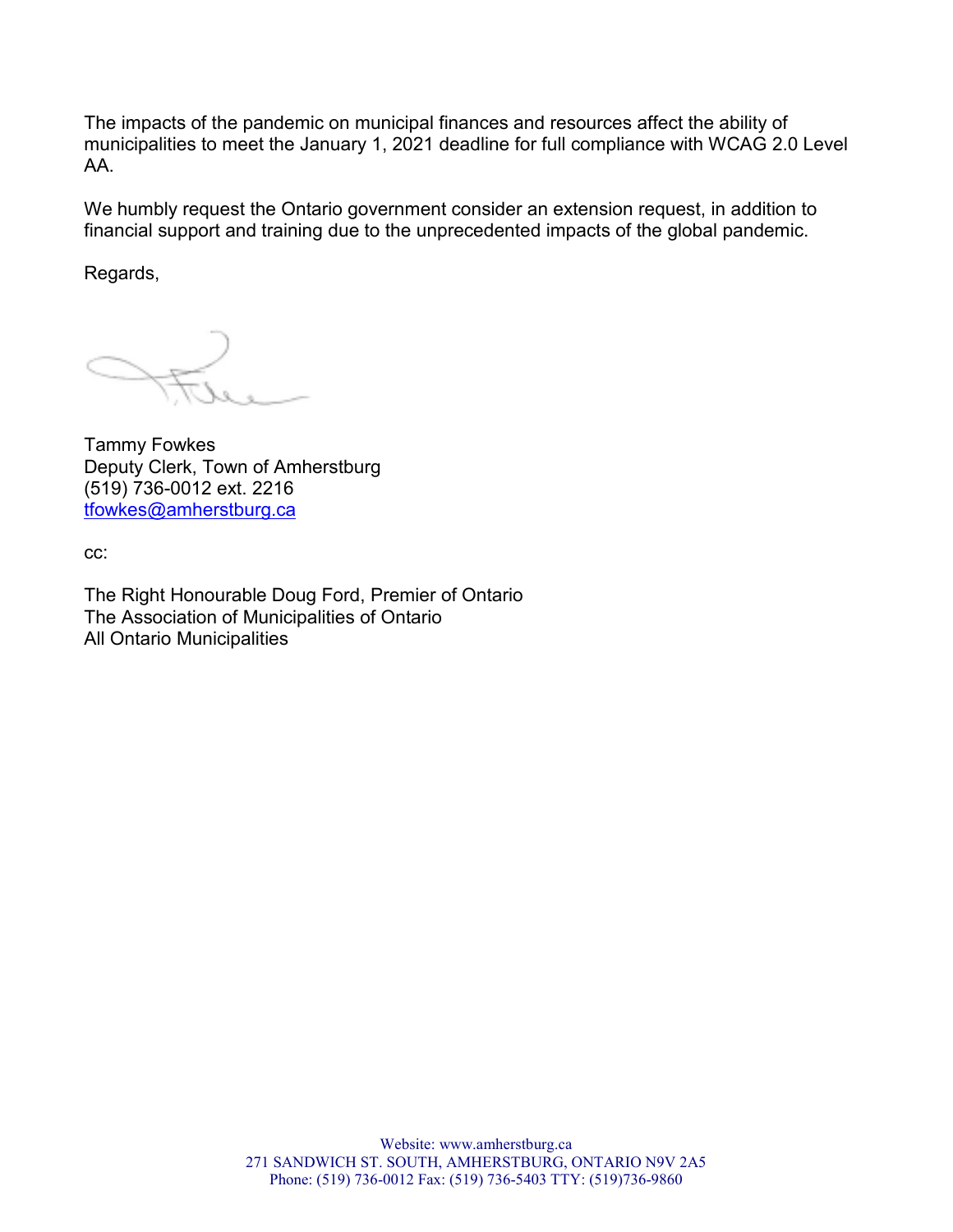The impacts of the pandemic on municipal finances and resources affect the ability of municipalities to meet the January 1, 2021 deadline for full compliance with WCAG 2.0 Level AA.

We humbly request the Ontario government consider an extension request, in addition to financial support and training due to the unprecedented impacts of the global pandemic.

Regards,

Tammy Fowkes
Deputy Clerk, Town of Amherstburg
(519) 736-0012 ext. 2216
tfowkes@amherstburg.ca

cc:

The Right Honourable Doug Ford, Premier of Ontario
The Association of Municipalities of Ontario
All Ontario Municipalities

Website: www.amherstburg.ca
271 SANDWICH ST. SOUTH, AMHERSTBURG, ONTARIO N9V 2A5
Phone: (519) 736-0012 Fax: (519) 736-5403 TTY: (519)736-9860